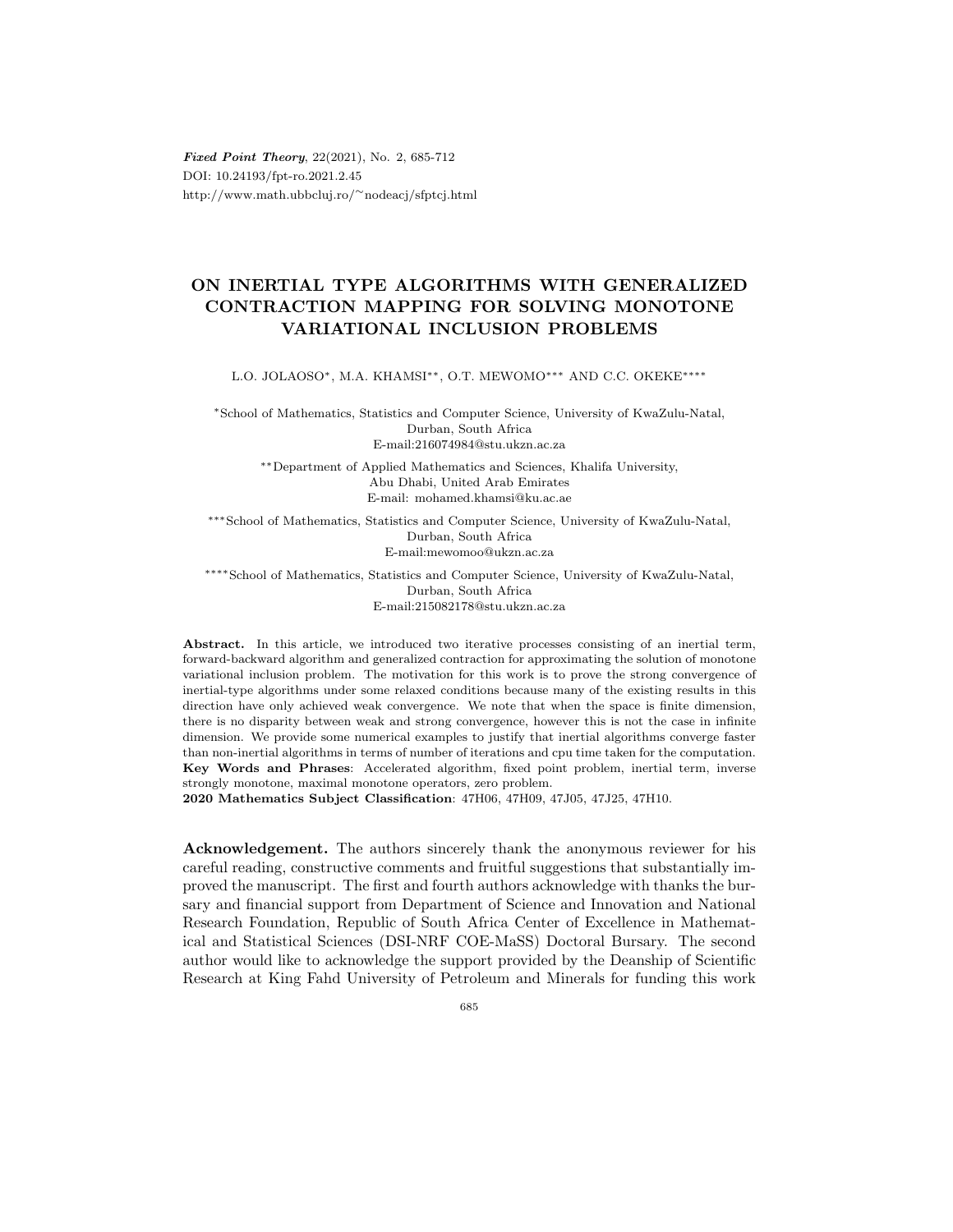***Fixed Point Theory***, 22(2021), No. 2, 685-712
DOI: 10.24193/fpt-ro.2021.2.45
http://www.math.ubbcluj.ro/~nodeacj/sfptcj.html

# ON INERTIAL TYPE ALGORITHMS WITH GENERALIZED CONTRACTION MAPPING FOR SOLVING MONOTONE VARIATIONAL INCLUSION PROBLEMS

L.O. JOLAOSO[*], M.A. KHAMSI[**], O.T. MEWOMO[***] AND C.C. OKEKE[****]

[*]School of Mathematics, Statistics and Computer Science, University of KwaZulu-Natal, Durban, South Africa
E-mail:216074984@stu.ukzn.ac.za

[**]Department of Applied Mathematics and Sciences, Khalifa University, Abu Dhabi, United Arab Emirates
E-mail: mohamed.khamsi@ku.ac.ae

[***]School of Mathematics, Statistics and Computer Science, University of KwaZulu-Natal, Durban, South Africa
E-mail:mewomoo@ukzn.ac.za

[****]School of Mathematics, Statistics and Computer Science, University of KwaZulu-Natal, Durban, South Africa
E-mail:215082178@stu.ukzn.ac.za

**Abstract.** In this article, we introduced two iterative processes consisting of an inertial term, forward-backward algorithm and generalized contraction for approximating the solution of monotone variational inclusion problem. The motivation for this work is to prove the strong convergence of inertial-type algorithms under some relaxed conditions because many of the existing results in this direction have only achieved weak convergence. We note that when the space is finite dimension, there is no disparity between weak and strong convergence, however this is not the case in infinite dimension. We provide some numerical examples to justify that inertial algorithms converge faster than non-inertial algorithms in terms of number of iterations and cpu time taken for the computation.
**Key Words and Phrases**: Accelerated algorithm, fixed point problem, inertial term, inverse strongly monotone, maximal monotone operators, zero problem.
**2020 Mathematics Subject Classification**: 47H06, 47H09, 47J05, 47J25, 47H10.

**Acknowledgement.** The authors sincerely thank the anonymous reviewer for his careful reading, constructive comments and fruitful suggestions that substantially improved the manuscript. The first and fourth authors acknowledge with thanks the bursary and financial support from Department of Science and Innovation and National Research Foundation, Republic of South Africa Center of Excellence in Mathematical and Statistical Sciences (DSI-NRF COE-MaSS) Doctoral Bursary. The second author would like to acknowledge the support provided by the Deanship of Scientific Research at King Fahd University of Petroleum and Minerals for funding this work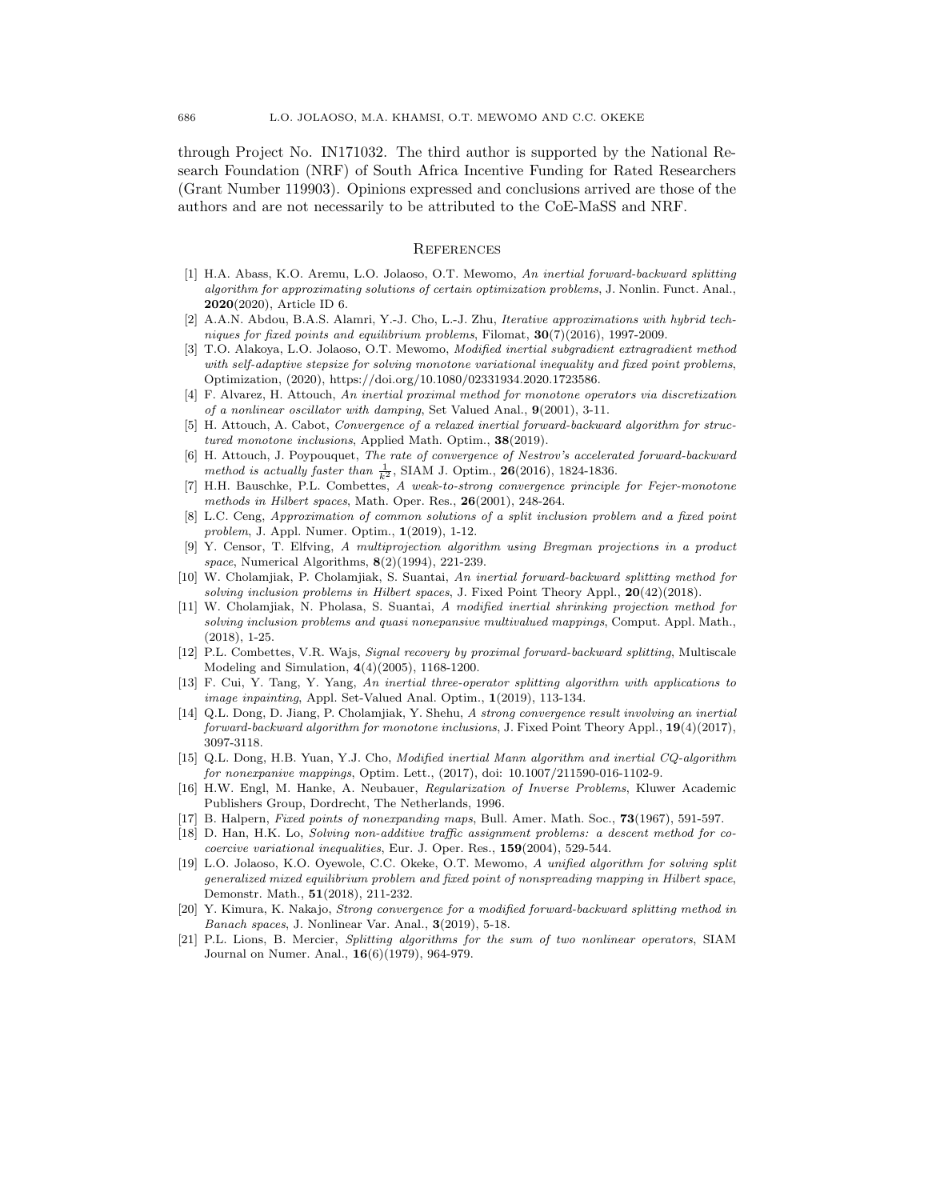through Project No. IN171032. The third author is supported by the National Research Foundation (NRF) of South Africa Incentive Funding for Rated Researchers (Grant Number 119903). Opinions expressed and conclusions arrived are those of the authors and are not necessarily to be attributed to the CoE-MaSS and NRF.

## References

[1] H.A. Abass, K.O. Aremu, L.O. Jolaoso, O.T. Mewomo, *An inertial forward-backward splitting algorithm for approximating solutions of certain optimization problems*, J. Nonlin. Funct. Anal., **2020**(2020), Article ID 6.

[2] A.A.N. Abdou, B.A.S. Alamri, Y.-J. Cho, L.-J. Zhu, *Iterative approximations with hybrid techniques for fixed points and equilibrium problems*, Filomat, **30**(7)(2016), 1997-2009.

[3] T.O. Alakoya, L.O. Jolaoso, O.T. Mewomo, *Modified inertial subgradient extragradient method with self-adaptive stepsize for solving monotone variational inequality and fixed point problems*, Optimization, (2020), https://doi.org/10.1080/02331934.2020.1723586.

[4] F. Alvarez, H. Attouch, *An inertial proximal method for monotone operators via discretization of a nonlinear oscillator with damping*, Set Valued Anal., **9**(2001), 3-11.

[5] H. Attouch, A. Cabot, *Convergence of a relaxed inertial forward-backward algorithm for structured monotone inclusions*, Applied Math. Optim., **38**(2019).

[6] H. Attouch, J. Poypouquet, *The rate of convergence of Nestrov's accelerated forward-backward method is actually faster than $\frac{1}{k^2}$*, SIAM J. Optim., **26**(2016), 1824-1836.

[7] H.H. Bauschke, P.L. Combettes, *A weak-to-strong convergence principle for Fejer-monotone methods in Hilbert spaces*, Math. Oper. Res., **26**(2001), 248-264.

[8] L.C. Ceng, *Approximation of common solutions of a split inclusion problem and a fixed point problem*, J. Appl. Numer. Optim., **1**(2019), 1-12.

[9] Y. Censor, T. Elfving, *A multiprojection algorithm using Bregman projections in a product space*, Numerical Algorithms, **8**(2)(1994), 221-239.

[10] W. Cholamjiak, P. Cholamjiak, S. Suantai, *An inertial forward-backward splitting method for solving inclusion problems in Hilbert spaces*, J. Fixed Point Theory Appl., **20**(42)(2018).

[11] W. Cholamjiak, N. Pholasa, S. Suantai, *A modified inertial shrinking projection method for solving inclusion problems and quasi nonepansive multivalued mappings*, Comput. Appl. Math., (2018), 1-25.

[12] P.L. Combettes, V.R. Wajs, *Signal recovery by proximal forward-backward splitting*, Multiscale Modeling and Simulation, **4**(4)(2005), 1168-1200.

[13] F. Cui, Y. Tang, Y. Yang, *An inertial three-operator splitting algorithm with applications to image inpainting*, Appl. Set-Valued Anal. Optim., **1**(2019), 113-134.

[14] Q.L. Dong, D. Jiang, P. Cholamjiak, Y. Shehu, *A strong convergence result involving an inertial forward-backward algorithm for monotone inclusions*, J. Fixed Point Theory Appl., **19**(4)(2017), 3097-3118.

[15] Q.L. Dong, H.B. Yuan, Y.J. Cho, *Modified inertial Mann algorithm and inertial CQ-algorithm for nonexpanive mappings*, Optim. Lett., (2017), doi: 10.1007/211590-016-1102-9.

[16] H.W. Engl, M. Hanke, A. Neubauer, *Regularization of Inverse Problems*, Kluwer Academic Publishers Group, Dordrecht, The Netherlands, 1996.

[17] B. Halpern, *Fixed points of nonexpanding maps*, Bull. Amer. Math. Soc., **73**(1967), 591-597.

[18] D. Han, H.K. Lo, *Solving non-additive traffic assignment problems: a descent method for cocoercive variational inequalities*, Eur. J. Oper. Res., **159**(2004), 529-544.

[19] L.O. Jolaoso, K.O. Oyewole, C.C. Okeke, O.T. Mewomo, *A unified algorithm for solving split generalized mixed equilibrium problem and fixed point of nonspreading mapping in Hilbert space*, Demonstr. Math., **51**(2018), 211-232.

[20] Y. Kimura, K. Nakajo, *Strong convergence for a modified forward-backward splitting method in Banach spaces*, J. Nonlinear Var. Anal., **3**(2019), 5-18.

[21] P.L. Lions, B. Mercier, *Splitting algorithms for the sum of two nonlinear operators*, SIAM Journal on Numer. Anal., **16**(6)(1979), 964-979.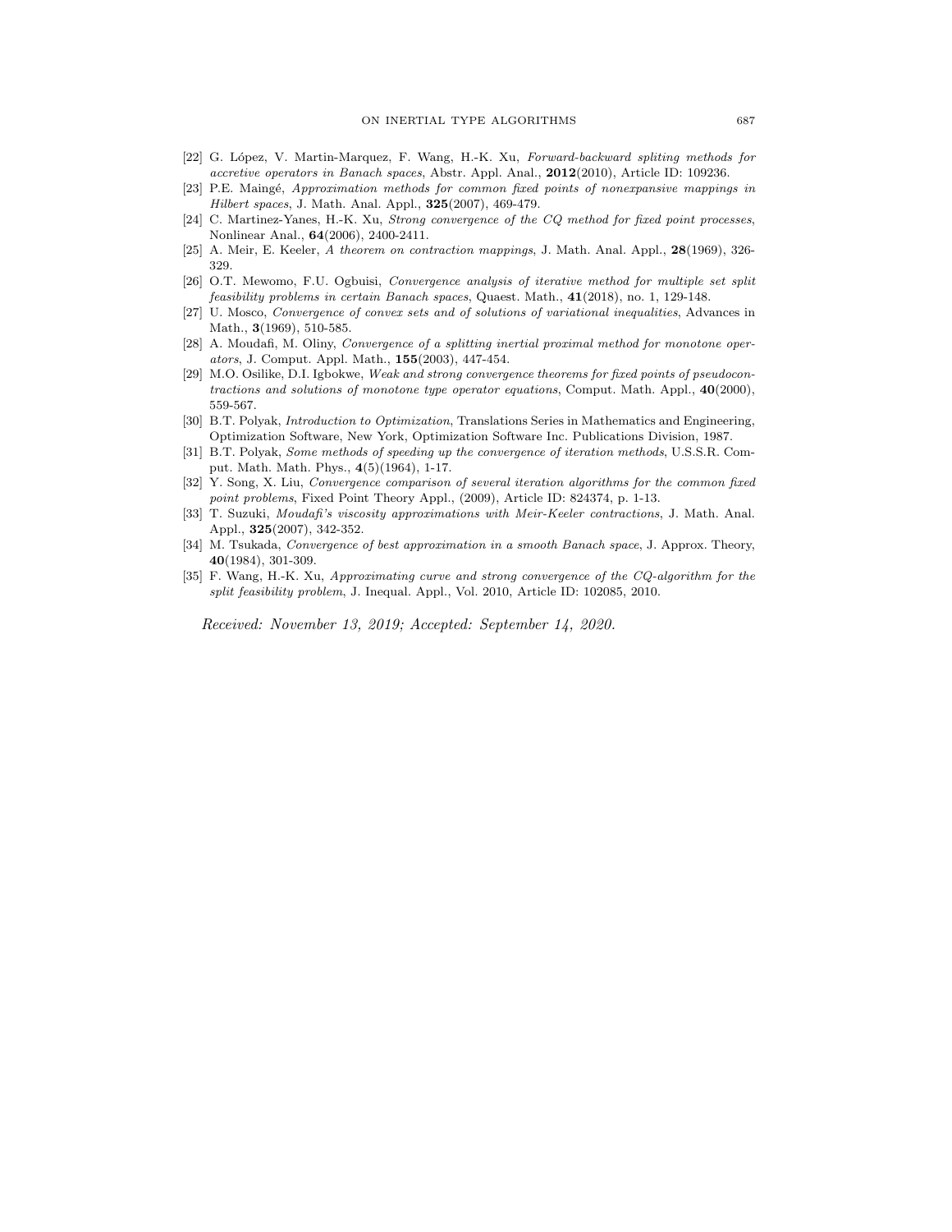[22] G. López, V. Martin-Marquez, F. Wang, H.-K. Xu, *Forward-backward spliting methods for accretive operators in Banach spaces*, Abstr. Appl. Anal., **2012**(2010), Article ID: 109236.

[23] P.E. Maingé, *Approximation methods for common fixed points of nonexpansive mappings in Hilbert spaces*, J. Math. Anal. Appl., **325**(2007), 469-479.

[24] C. Martinez-Yanes, H.-K. Xu, *Strong convergence of the CQ method for fixed point processes*, Nonlinear Anal., **64**(2006), 2400-2411.

[25] A. Meir, E. Keeler, *A theorem on contraction mappings*, J. Math. Anal. Appl., **28**(1969), 326-329.

[26] O.T. Mewomo, F.U. Ogbuisi, *Convergence analysis of iterative method for multiple set split feasibility problems in certain Banach spaces*, Quaest. Math., **41**(2018), no. 1, 129-148.

[27] U. Mosco, *Convergence of convex sets and of solutions of variational inequalities*, Advances in Math., **3**(1969), 510-585.

[28] A. Moudafi, M. Oliny, *Convergence of a splitting inertial proximal method for monotone operators*, J. Comput. Appl. Math., **155**(2003), 447-454.

[29] M.O. Osilike, D.I. Igbokwe, *Weak and strong convergence theorems for fixed points of pseudocontractions and solutions of monotone type operator equations*, Comput. Math. Appl., **40**(2000), 559-567.

[30] B.T. Polyak, *Introduction to Optimization*, Translations Series in Mathematics and Engineering, Optimization Software, New York, Optimization Software Inc. Publications Division, 1987.

[31] B.T. Polyak, *Some methods of speeding up the convergence of iteration methods*, U.S.S.R. Comput. Math. Math. Phys., **4**(5)(1964), 1-17.

[32] Y. Song, X. Liu, *Convergence comparison of several iteration algorithms for the common fixed point problems*, Fixed Point Theory Appl., (2009), Article ID: 824374, p. 1-13.

[33] T. Suzuki, *Moudafi's viscosity approximations with Meir-Keeler contractions*, J. Math. Anal. Appl., **325**(2007), 342-352.

[34] M. Tsukada, *Convergence of best approximation in a smooth Banach space*, J. Approx. Theory, **40**(1984), 301-309.

[35] F. Wang, H.-K. Xu, *Approximating curve and strong convergence of the CQ-algorithm for the split feasibility problem*, J. Inequal. Appl., Vol. 2010, Article ID: 102085, 2010.

*Received: November 13, 2019; Accepted: September 14, 2020.*